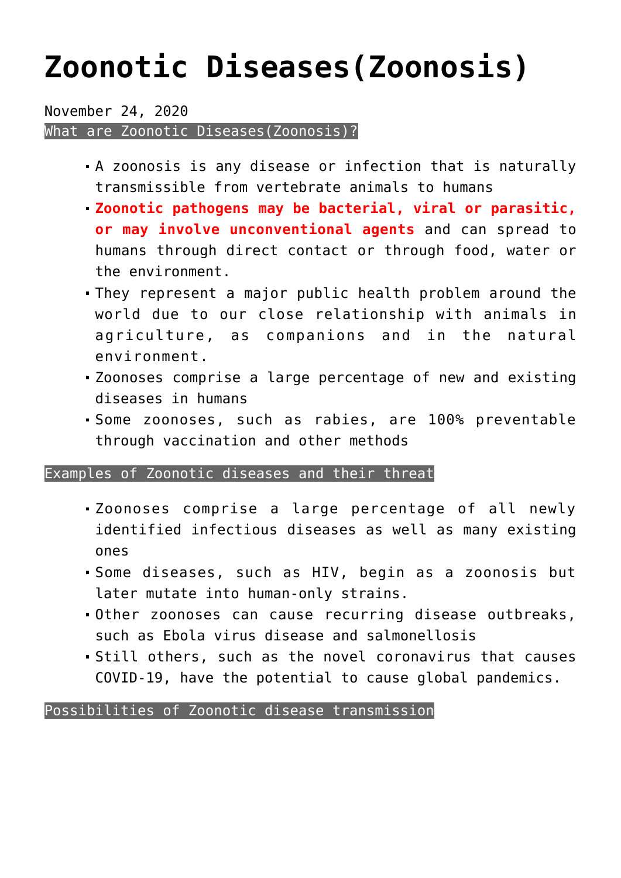# Zoonotic Diseases(Zoonosis)

November 24, 2020

## What are Zoonotic Diseases(Zoonosis)?

- A zoonosis is any disease or infection that is naturally transmissible from vertebrate animals to humans
- **Zoonotic pathogens may be bacterial, viral or parasitic, or may involve unconventional agents** and can spread to humans through direct contact or through food, water or the environment.
- They represent a major public health problem around the world due to our close relationship with animals in agriculture, as companions and in the natural environment.
- Zoonoses comprise a large percentage of new and existing diseases in humans
- Some zoonoses, such as rabies, are 100% preventable through vaccination and other methods

## Examples of Zoonotic diseases and their threat

- Zoonoses comprise a large percentage of all newly identified infectious diseases as well as many existing ones
- Some diseases, such as HIV, begin as a zoonosis but later mutate into human-only strains.
- Other zoonoses can cause recurring disease outbreaks, such as Ebola virus disease and salmonellosis
- Still others, such as the novel coronavirus that causes COVID-19, have the potential to cause global pandemics.

## Possibilities of Zoonotic disease transmission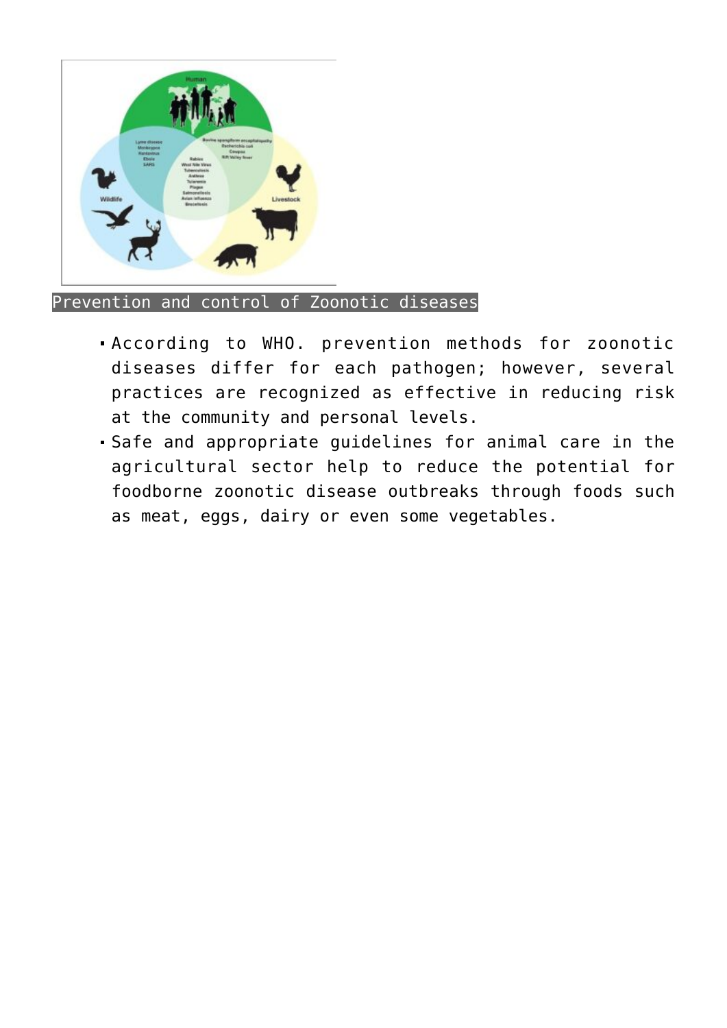## Prevention and control of Zoonotic diseases

- According to WHO. prevention methods for zoonotic diseases differ for each pathogen; however, several practices are recognized as effective in reducing risk at the community and personal levels.
- Safe and appropriate guidelines for animal care in the agricultural sector help to reduce the potential for foodborne zoonotic disease outbreaks through foods such as meat, eggs, dairy or even some vegetables.